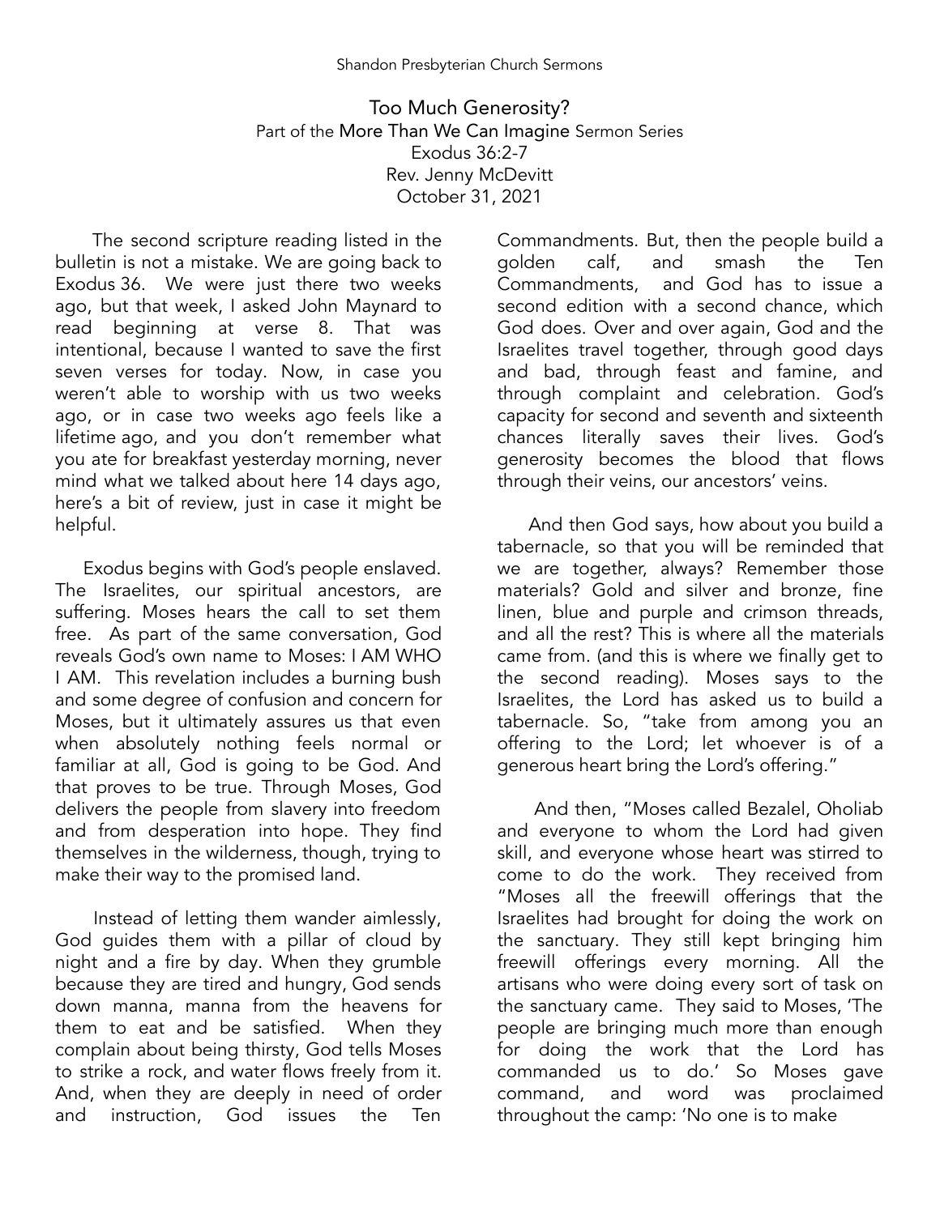# Too Much Generosity?

Part of the More Than We Can Imagine Sermon Series
Exodus 36:2-7
Rev. Jenny McDevitt
October 31, 2021

The second scripture reading listed in the bulletin is not a mistake. We are going back to Exodus 36. We were just there two weeks ago, but that week, I asked John Maynard to read beginning at verse 8. That was intentional, because I wanted to save the first seven verses for today. Now, in case you weren't able to worship with us two weeks ago, or in case two weeks ago feels like a lifetime ago, and you don't remember what you ate for breakfast yesterday morning, never mind what we talked about here 14 days ago, here's a bit of review, just in case it might be helpful.

Exodus begins with God's people enslaved. The Israelites, our spiritual ancestors, are suffering. Moses hears the call to set them free. As part of the same conversation, God reveals God's own name to Moses: I AM WHO I AM. This revelation includes a burning bush and some degree of confusion and concern for Moses, but it ultimately assures us that even when absolutely nothing feels normal or familiar at all, God is going to be God. And that proves to be true. Through Moses, God delivers the people from slavery into freedom and from desperation into hope. They find themselves in the wilderness, though, trying to make their way to the promised land.

Instead of letting them wander aimlessly, God guides them with a pillar of cloud by night and a fire by day. When they grumble because they are tired and hungry, God sends down manna, manna from the heavens for them to eat and be satisfied. When they complain about being thirsty, God tells Moses to strike a rock, and water flows freely from it. And, when they are deeply in need of order and instruction, God issues the Ten Commandments. But, then the people build a golden calf, and smash the Ten Commandments, and God has to issue a second edition with a second chance, which God does. Over and over again, God and the Israelites travel together, through good days and bad, through feast and famine, and through complaint and celebration. God's capacity for second and seventh and sixteenth chances literally saves their lives. God's generosity becomes the blood that flows through their veins, our ancestors' veins.

And then God says, how about you build a tabernacle, so that you will be reminded that we are together, always? Remember those materials? Gold and silver and bronze, fine linen, blue and purple and crimson threads, and all the rest? This is where all the materials came from. (and this is where we finally get to the second reading). Moses says to the Israelites, the Lord has asked us to build a tabernacle. So, "take from among you an offering to the Lord; let whoever is of a generous heart bring the Lord's offering."

And then, "Moses called Bezalel, Oholiab and everyone to whom the Lord had given skill, and everyone whose heart was stirred to come to do the work. They received from "Moses all the freewill offerings that the Israelites had brought for doing the work on the sanctuary. They still kept bringing him freewill offerings every morning. All the artisans who were doing every sort of task on the sanctuary came. They said to Moses, 'The people are bringing much more than enough for doing the work that the Lord has commanded us to do.' So Moses gave command, and word was proclaimed throughout the camp: 'No one is to make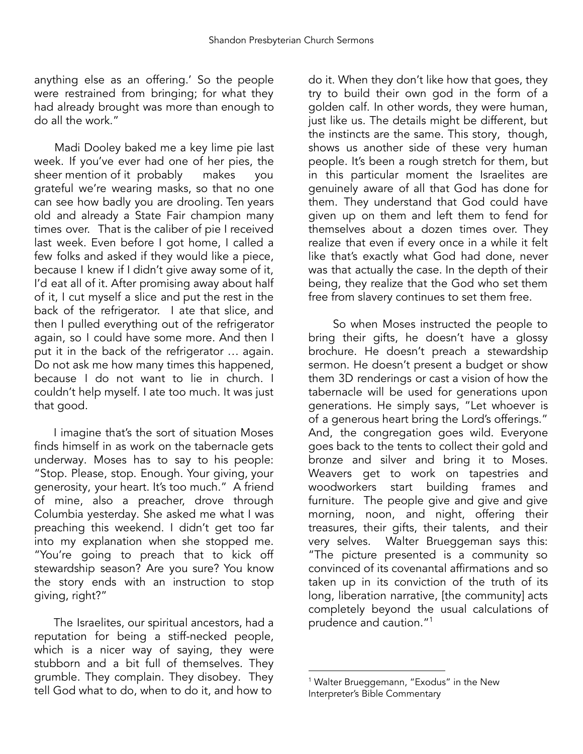anything else as an offering.' So the people were restrained from bringing; for what they had already brought was more than enough to do all the work."

Madi Dooley baked me a key lime pie last week. If you've ever had one of her pies, the sheer mention of it probably makes you grateful we're wearing masks, so that no one can see how badly you are drooling. Ten years old and already a State Fair champion many times over. That is the caliber of pie I received last week. Even before I got home, I called a few folks and asked if they would like a piece, because I knew if I didn't give away some of it, I'd eat all of it. After promising away about half of it, I cut myself a slice and put the rest in the back of the refrigerator. I ate that slice, and then I pulled everything out of the refrigerator again, so I could have some more. And then I put it in the back of the refrigerator … again. Do not ask me how many times this happened, because I do not want to lie in church. I couldn't help myself. I ate too much. It was just that good.

I imagine that's the sort of situation Moses finds himself in as work on the tabernacle gets underway. Moses has to say to his people: "Stop. Please, stop. Enough. Your giving, your generosity, your heart. It's too much." A friend of mine, also a preacher, drove through Columbia yesterday. She asked me what I was preaching this weekend. I didn't get too far into my explanation when she stopped me. "You're going to preach that to kick off stewardship season? Are you sure? You know the story ends with an instruction to stop giving, right?"

The Israelites, our spiritual ancestors, had a reputation for being a stiff-necked people, which is a nicer way of saying, they were stubborn and a bit full of themselves. They grumble. They complain. They disobey. They tell God what to do, when to do it, and how to do it. When they don't like how that goes, they try to build their own god in the form of a golden calf. In other words, they were human, just like us. The details might be different, but the instincts are the same. This story, though, shows us another side of these very human people. It's been a rough stretch for them, but in this particular moment the Israelites are genuinely aware of all that God has done for them. They understand that God could have given up on them and left them to fend for themselves about a dozen times over. They realize that even if every once in a while it felt like that's exactly what God had done, never was that actually the case. In the depth of their being, they realize that the God who set them free from slavery continues to set them free.

So when Moses instructed the people to bring their gifts, he doesn't have a glossy brochure. He doesn't preach a stewardship sermon. He doesn't present a budget or show them 3D renderings or cast a vision of how the tabernacle will be used for generations upon generations. He simply says, "Let whoever is of a generous heart bring the Lord's offerings." And, the congregation goes wild. Everyone goes back to the tents to collect their gold and bronze and silver and bring it to Moses. Weavers get to work on tapestries and woodworkers start building frames and furniture. The people give and give and give morning, noon, and night, offering their treasures, their gifts, their talents, and their very selves. Walter Brueggeman says this: "The picture presented is a community so convinced of its covenantal affirmations and so taken up in its conviction of the truth of its long, liberation narrative, [the community] acts completely beyond the usual calculations of prudence and caution."[1]

---

[1] Walter Brueggemann, "Exodus" in the New Interpreter's Bible Commentary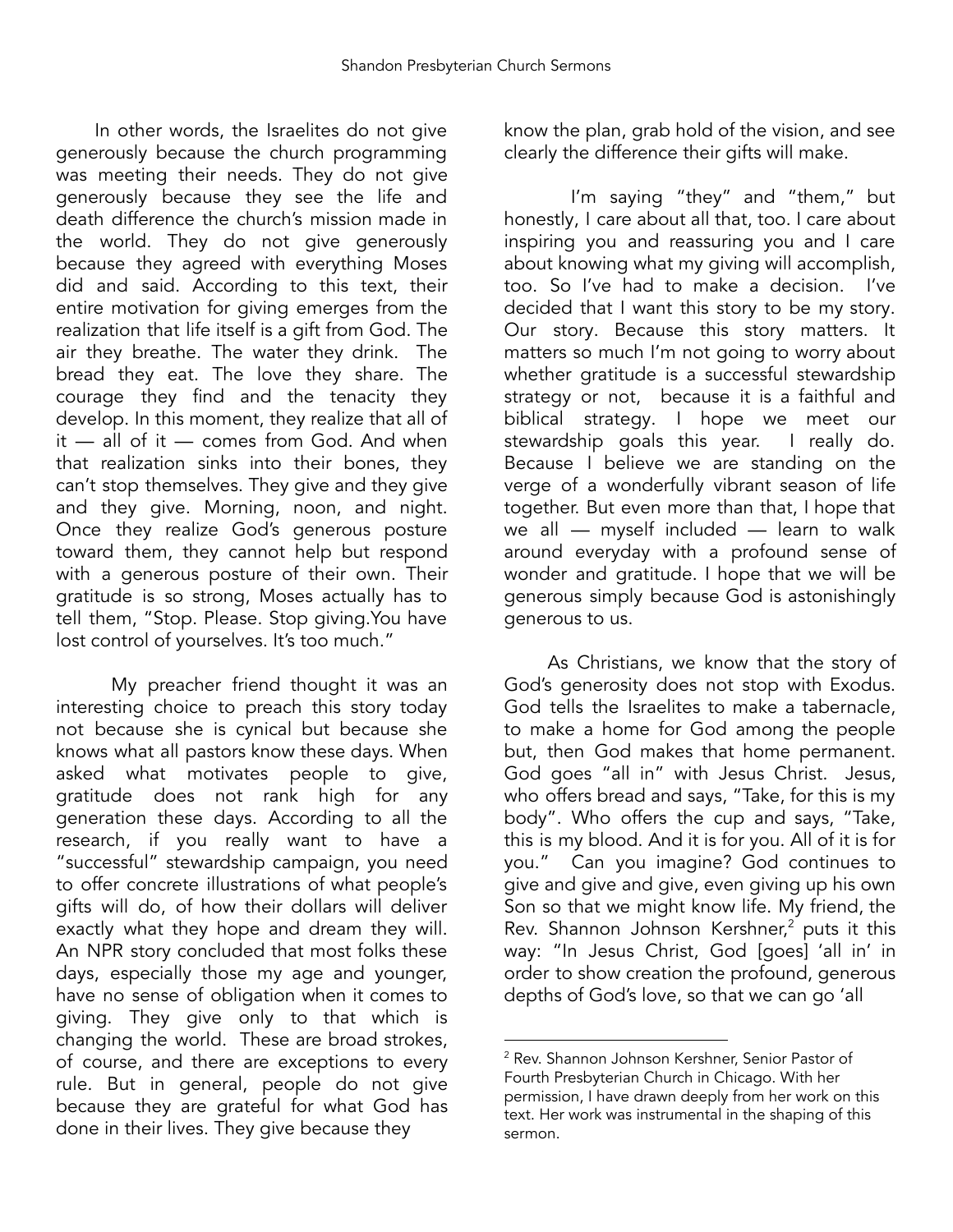In other words, the Israelites do not give generously because the church programming was meeting their needs. They do not give generously because they see the life and death difference the church's mission made in the world. They do not give generously because they agreed with everything Moses did and said. According to this text, their entire motivation for giving emerges from the realization that life itself is a gift from God. The air they breathe. The water they drink. The bread they eat. The love they share. The courage they find and the tenacity they develop. In this moment, they realize that all of it — all of it — comes from God. And when that realization sinks into their bones, they can't stop themselves. They give and they give and they give. Morning, noon, and night. Once they realize God's generous posture toward them, they cannot help but respond with a generous posture of their own. Their gratitude is so strong, Moses actually has to tell them, "Stop. Please. Stop giving.You have lost control of yourselves. It's too much."

My preacher friend thought it was an interesting choice to preach this story today not because she is cynical but because she knows what all pastors know these days. When asked what motivates people to give, gratitude does not rank high for any generation these days. According to all the research, if you really want to have a "successful" stewardship campaign, you need to offer concrete illustrations of what people's gifts will do, of how their dollars will deliver exactly what they hope and dream they will. An NPR story concluded that most folks these days, especially those my age and younger, have no sense of obligation when it comes to giving. They give only to that which is changing the world. These are broad strokes, of course, and there are exceptions to every rule. But in general, people do not give because they are grateful for what God has done in their lives. They give because they know the plan, grab hold of the vision, and see clearly the difference their gifts will make.

I'm saying "they" and "them," but honestly, I care about all that, too. I care about inspiring you and reassuring you and I care about knowing what my giving will accomplish, too. So I've had to make a decision. I've decided that I want this story to be my story. Our story. Because this story matters. It matters so much I'm not going to worry about whether gratitude is a successful stewardship strategy or not, because it is a faithful and biblical strategy. I hope we meet our stewardship goals this year. I really do. Because I believe we are standing on the verge of a wonderfully vibrant season of life together. But even more than that, I hope that we all — myself included — learn to walk around everyday with a profound sense of wonder and gratitude. I hope that we will be generous simply because God is astonishingly generous to us.

As Christians, we know that the story of God's generosity does not stop with Exodus. God tells the Israelites to make a tabernacle, to make a home for God among the people but, then God makes that home permanent. God goes "all in" with Jesus Christ. Jesus, who offers bread and says, "Take, for this is my body". Who offers the cup and says, "Take, this is my blood. And it is for you. All of it is for you." Can you imagine? God continues to give and give and give, even giving up his own Son so that we might know life. My friend, the Rev. Shannon Johnson Kershner,[2] puts it this way: "In Jesus Christ, God [goes] 'all in' in order to show creation the profound, generous depths of God's love, so that we can go 'all

---

[2] Rev. Shannon Johnson Kershner, Senior Pastor of Fourth Presbyterian Church in Chicago. With her permission, I have drawn deeply from her work on this text. Her work was instrumental in the shaping of this sermon.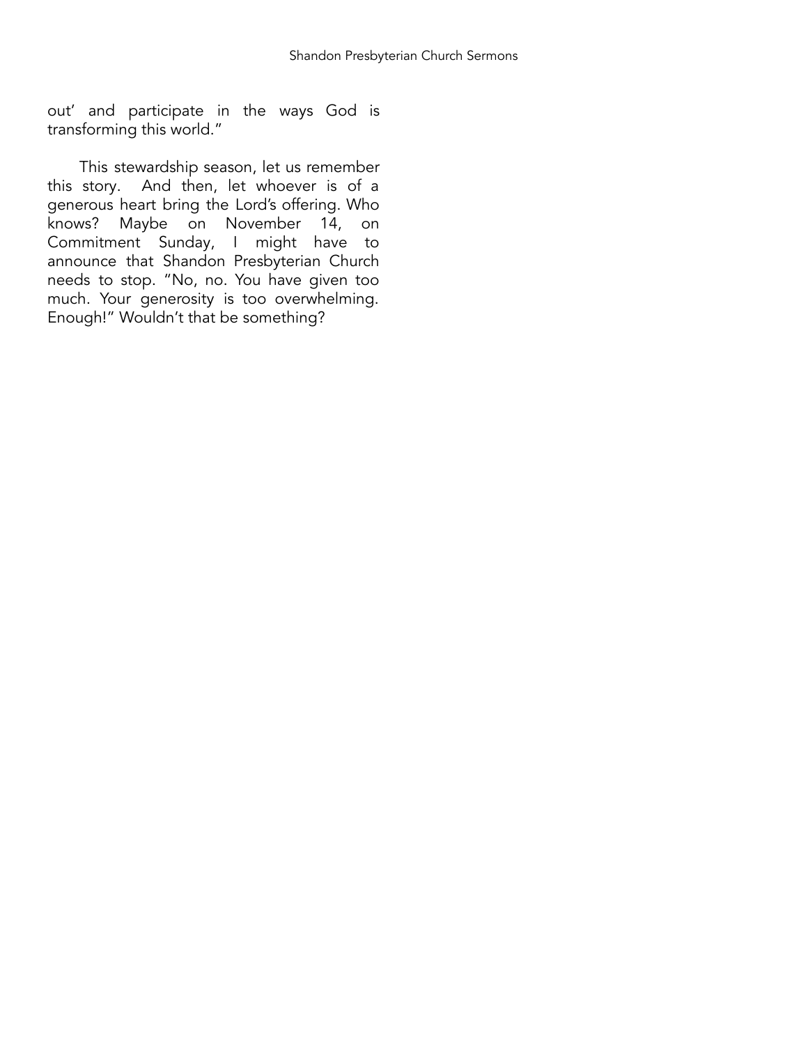out' and participate in the ways God is transforming this world."

This stewardship season, let us remember this story. And then, let whoever is of a generous heart bring the Lord's offering. Who knows? Maybe on November 14, on Commitment Sunday, I might have to announce that Shandon Presbyterian Church needs to stop. "No, no. You have given too much. Your generosity is too overwhelming. Enough!" Wouldn't that be something?